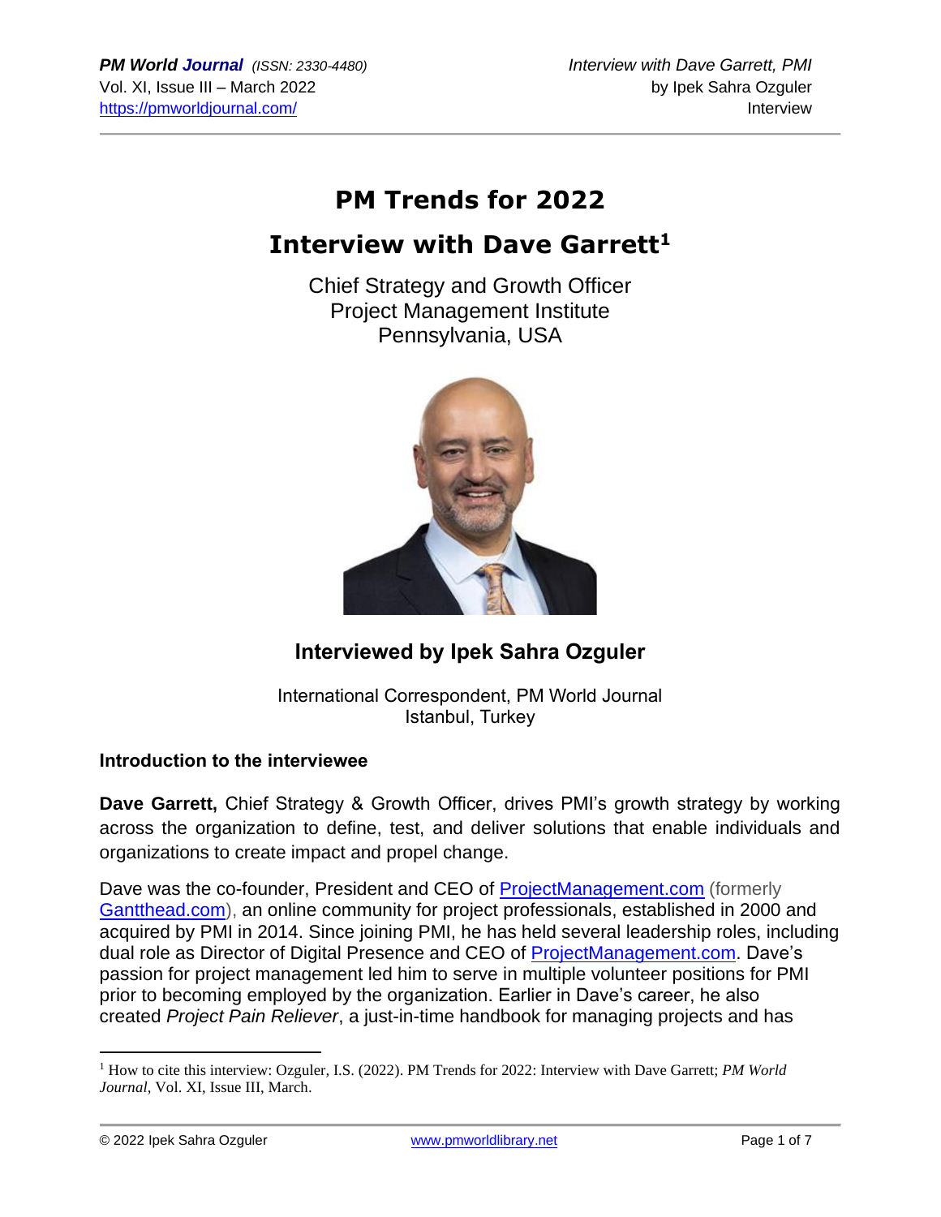# PM Trends for 2022

# Interview with Dave Garrett[1]

Chief Strategy and Growth Officer
Project Management Institute
Pennsylvania, USA

## Interviewed by Ipek Sahra Ozguler

International Correspondent, PM World Journal
Istanbul, Turkey

### Introduction to the interviewee

**Dave Garrett,** Chief Strategy & Growth Officer, drives PMI's growth strategy by working across the organization to define, test, and deliver solutions that enable individuals and organizations to create impact and propel change.

Dave was the co-founder, President and CEO of ProjectManagement.com (formerly Gantthead.com), an online community for project professionals, established in 2000 and acquired by PMI in 2014. Since joining PMI, he has held several leadership roles, including dual role as Director of Digital Presence and CEO of ProjectManagement.com. Dave's passion for project management led him to serve in multiple volunteer positions for PMI prior to becoming employed by the organization. Earlier in Dave's career, he also created *Project Pain Reliever*, a just-in-time handbook for managing projects and has

[1] How to cite this interview: Ozguler, I.S. (2022). PM Trends for 2022: Interview with Dave Garrett; *PM World Journal*, Vol. XI, Issue III, March.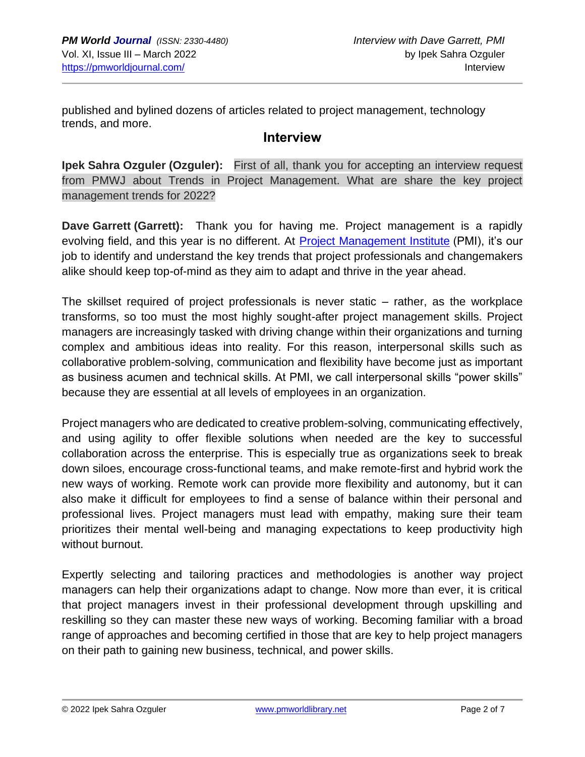published and bylined dozens of articles related to project management, technology trends, and more.

## Interview

**Ipek Sahra Ozguler (Ozguler):** First of all, thank you for accepting an interview request from PMWJ about Trends in Project Management. What are share the key project management trends for 2022?

**Dave Garrett (Garrett):** Thank you for having me. Project management is a rapidly evolving field, and this year is no different. At Project Management Institute (PMI), it's our job to identify and understand the key trends that project professionals and changemakers alike should keep top-of-mind as they aim to adapt and thrive in the year ahead.

The skillset required of project professionals is never static – rather, as the workplace transforms, so too must the most highly sought-after project management skills. Project managers are increasingly tasked with driving change within their organizations and turning complex and ambitious ideas into reality. For this reason, interpersonal skills such as collaborative problem-solving, communication and flexibility have become just as important as business acumen and technical skills. At PMI, we call interpersonal skills "power skills" because they are essential at all levels of employees in an organization.

Project managers who are dedicated to creative problem-solving, communicating effectively, and using agility to offer flexible solutions when needed are the key to successful collaboration across the enterprise. This is especially true as organizations seek to break down siloes, encourage cross-functional teams, and make remote-first and hybrid work the new ways of working. Remote work can provide more flexibility and autonomy, but it can also make it difficult for employees to find a sense of balance within their personal and professional lives. Project managers must lead with empathy, making sure their team prioritizes their mental well-being and managing expectations to keep productivity high without burnout.

Expertly selecting and tailoring practices and methodologies is another way project managers can help their organizations adapt to change. Now more than ever, it is critical that project managers invest in their professional development through upskilling and reskilling so they can master these new ways of working. Becoming familiar with a broad range of approaches and becoming certified in those that are key to help project managers on their path to gaining new business, technical, and power skills.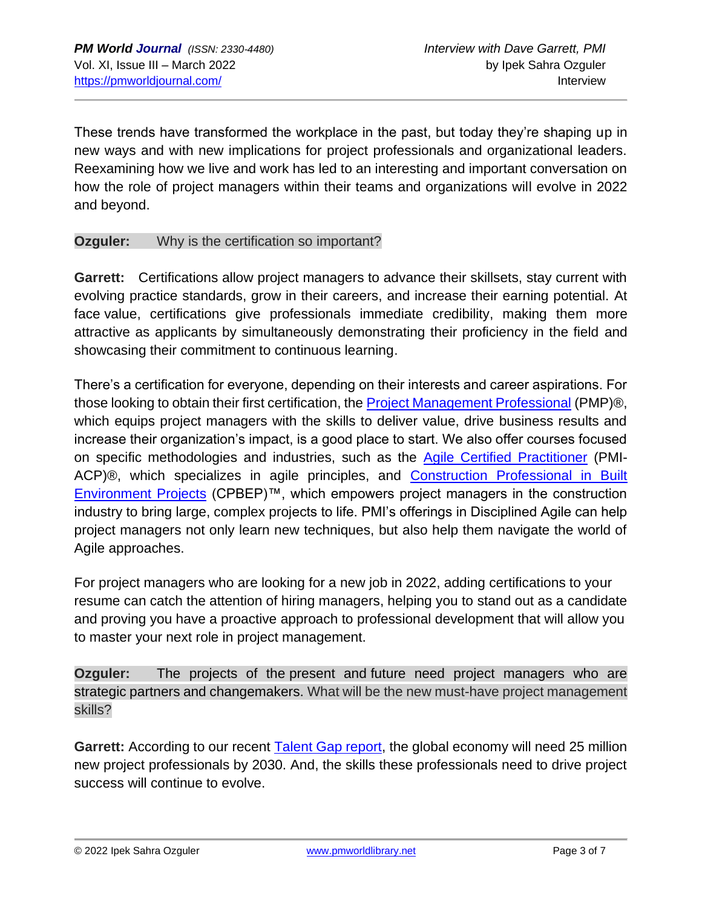These trends have transformed the workplace in the past, but today they're shaping up in new ways and with new implications for project professionals and organizational leaders. Reexamining how we live and work has led to an interesting and important conversation on how the role of project managers within their teams and organizations will evolve in 2022 and beyond.

**Ozguler:** Why is the certification so important?

**Garrett:** Certifications allow project managers to advance their skillsets, stay current with evolving practice standards, grow in their careers, and increase their earning potential. At face value, certifications give professionals immediate credibility, making them more attractive as applicants by simultaneously demonstrating their proficiency in the field and showcasing their commitment to continuous learning.

There's a certification for everyone, depending on their interests and career aspirations. For those looking to obtain their first certification, the Project Management Professional (PMP)®, which equips project managers with the skills to deliver value, drive business results and increase their organization's impact, is a good place to start. We also offer courses focused on specific methodologies and industries, such as the Agile Certified Practitioner (PMI-ACP)®, which specializes in agile principles, and Construction Professional in Built Environment Projects (CPBEP)™, which empowers project managers in the construction industry to bring large, complex projects to life. PMI's offerings in Disciplined Agile can help project managers not only learn new techniques, but also help them navigate the world of Agile approaches.

For project managers who are looking for a new job in 2022, adding certifications to your resume can catch the attention of hiring managers, helping you to stand out as a candidate and proving you have a proactive approach to professional development that will allow you to master your next role in project management.

**Ozguler:** The projects of the present and future need project managers who are strategic partners and changemakers. What will be the new must-have project management skills?

**Garrett:** According to our recent Talent Gap report, the global economy will need 25 million new project professionals by 2030. And, the skills these professionals need to drive project success will continue to evolve.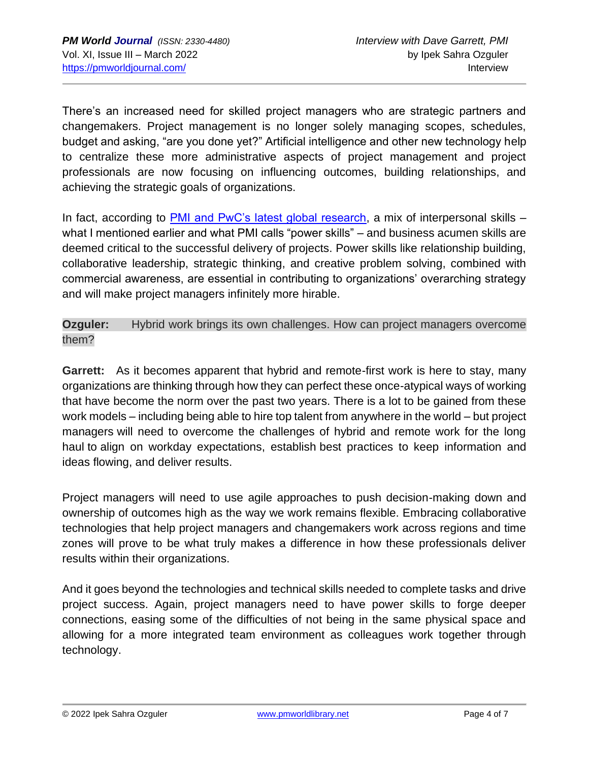There's an increased need for skilled project managers who are strategic partners and changemakers. Project management is no longer solely managing scopes, schedules, budget and asking, "are you done yet?" Artificial intelligence and other new technology help to centralize these more administrative aspects of project management and project professionals are now focusing on influencing outcomes, building relationships, and achieving the strategic goals of organizations.

In fact, according to [PMI and PwC's latest global research](), a mix of interpersonal skills – what I mentioned earlier and what PMI calls "power skills" – and business acumen skills are deemed critical to the successful delivery of projects. Power skills like relationship building, collaborative leadership, strategic thinking, and creative problem solving, combined with commercial awareness, are essential in contributing to organizations' overarching strategy and will make project managers infinitely more hirable.

**Ozguler:** Hybrid work brings its own challenges. How can project managers overcome them?

**Garrett:** As it becomes apparent that hybrid and remote-first work is here to stay, many organizations are thinking through how they can perfect these once-atypical ways of working that have become the norm over the past two years. There is a lot to be gained from these work models – including being able to hire top talent from anywhere in the world – but project managers will need to overcome the challenges of hybrid and remote work for the long haul to align on workday expectations, establish best practices to keep information and ideas flowing, and deliver results.

Project managers will need to use agile approaches to push decision-making down and ownership of outcomes high as the way we work remains flexible. Embracing collaborative technologies that help project managers and changemakers work across regions and time zones will prove to be what truly makes a difference in how these professionals deliver results within their organizations.

And it goes beyond the technologies and technical skills needed to complete tasks and drive project success. Again, project managers need to have power skills to forge deeper connections, easing some of the difficulties of not being in the same physical space and allowing for a more integrated team environment as colleagues work together through technology.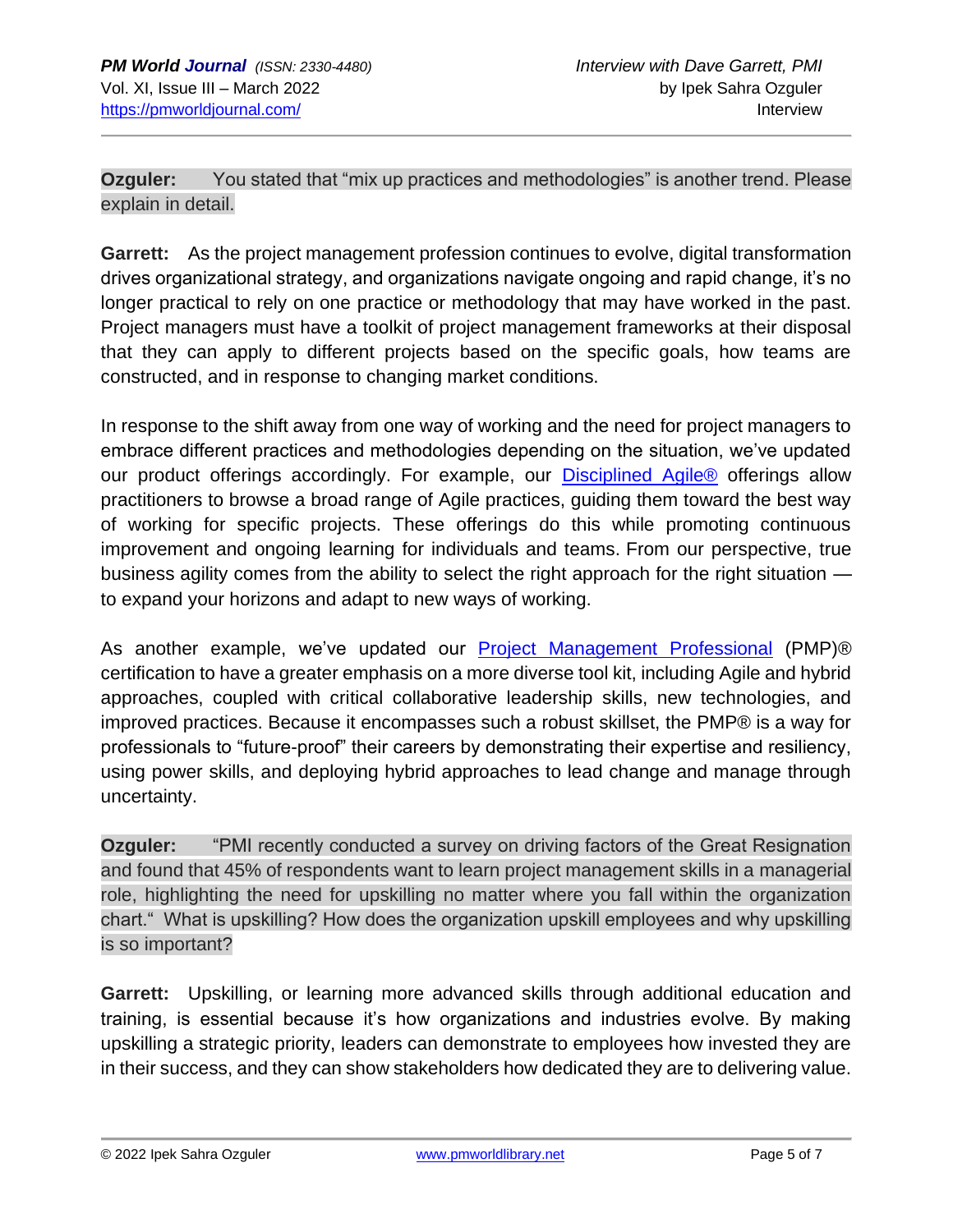**Ozguler:** You stated that “mix up practices and methodologies” is another trend. Please explain in detail.

**Garrett:** As the project management profession continues to evolve, digital transformation drives organizational strategy, and organizations navigate ongoing and rapid change, it’s no longer practical to rely on one practice or methodology that may have worked in the past. Project managers must have a toolkit of project management frameworks at their disposal that they can apply to different projects based on the specific goals, how teams are constructed, and in response to changing market conditions.

In response to the shift away from one way of working and the need for project managers to embrace different practices and methodologies depending on the situation, we’ve updated our product offerings accordingly. For example, our Disciplined Agile® offerings allow practitioners to browse a broad range of Agile practices, guiding them toward the best way of working for specific projects. These offerings do this while promoting continuous improvement and ongoing learning for individuals and teams. From our perspective, true business agility comes from the ability to select the right approach for the right situation — to expand your horizons and adapt to new ways of working.

As another example, we’ve updated our Project Management Professional (PMP)® certification to have a greater emphasis on a more diverse tool kit, including Agile and hybrid approaches, coupled with critical collaborative leadership skills, new technologies, and improved practices. Because it encompasses such a robust skillset, the PMP® is a way for professionals to “future-proof” their careers by demonstrating their expertise and resiliency, using power skills, and deploying hybrid approaches to lead change and manage through uncertainty.

**Ozguler:** “PMI recently conducted a survey on driving factors of the Great Resignation and found that 45% of respondents want to learn project management skills in a managerial role, highlighting the need for upskilling no matter where you fall within the organization chart.“ What is upskilling? How does the organization upskill employees and why upskilling is so important?

**Garrett:** Upskilling, or learning more advanced skills through additional education and training, is essential because it’s how organizations and industries evolve. By making upskilling a strategic priority, leaders can demonstrate to employees how invested they are in their success, and they can show stakeholders how dedicated they are to delivering value.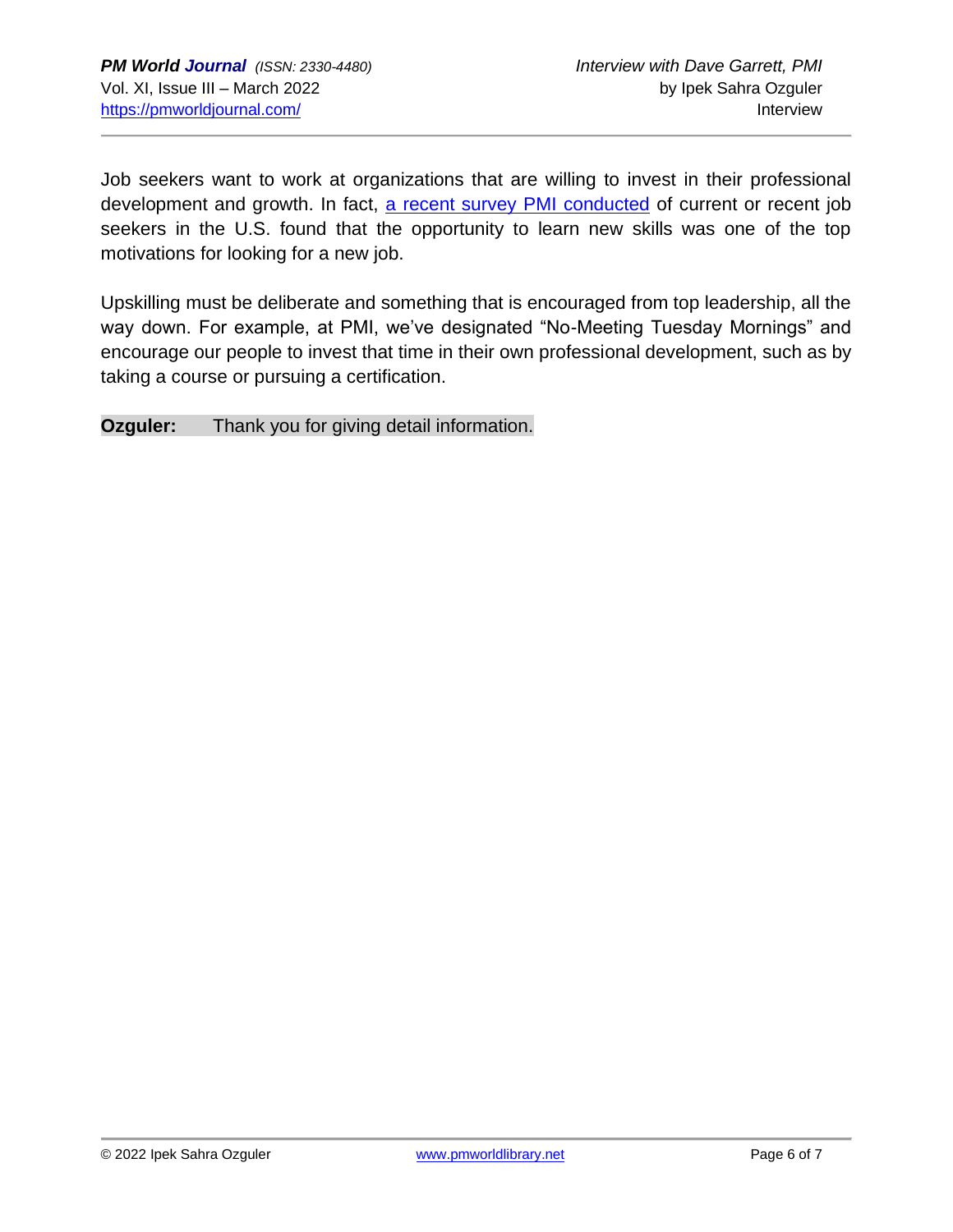Job seekers want to work at organizations that are willing to invest in their professional development and growth. In fact, a recent survey PMI conducted of current or recent job seekers in the U.S. found that the opportunity to learn new skills was one of the top motivations for looking for a new job.

Upskilling must be deliberate and something that is encouraged from top leadership, all the way down. For example, at PMI, we've designated "No-Meeting Tuesday Mornings" and encourage our people to invest that time in their own professional development, such as by taking a course or pursuing a certification.

**Ozguler:** Thank you for giving detail information.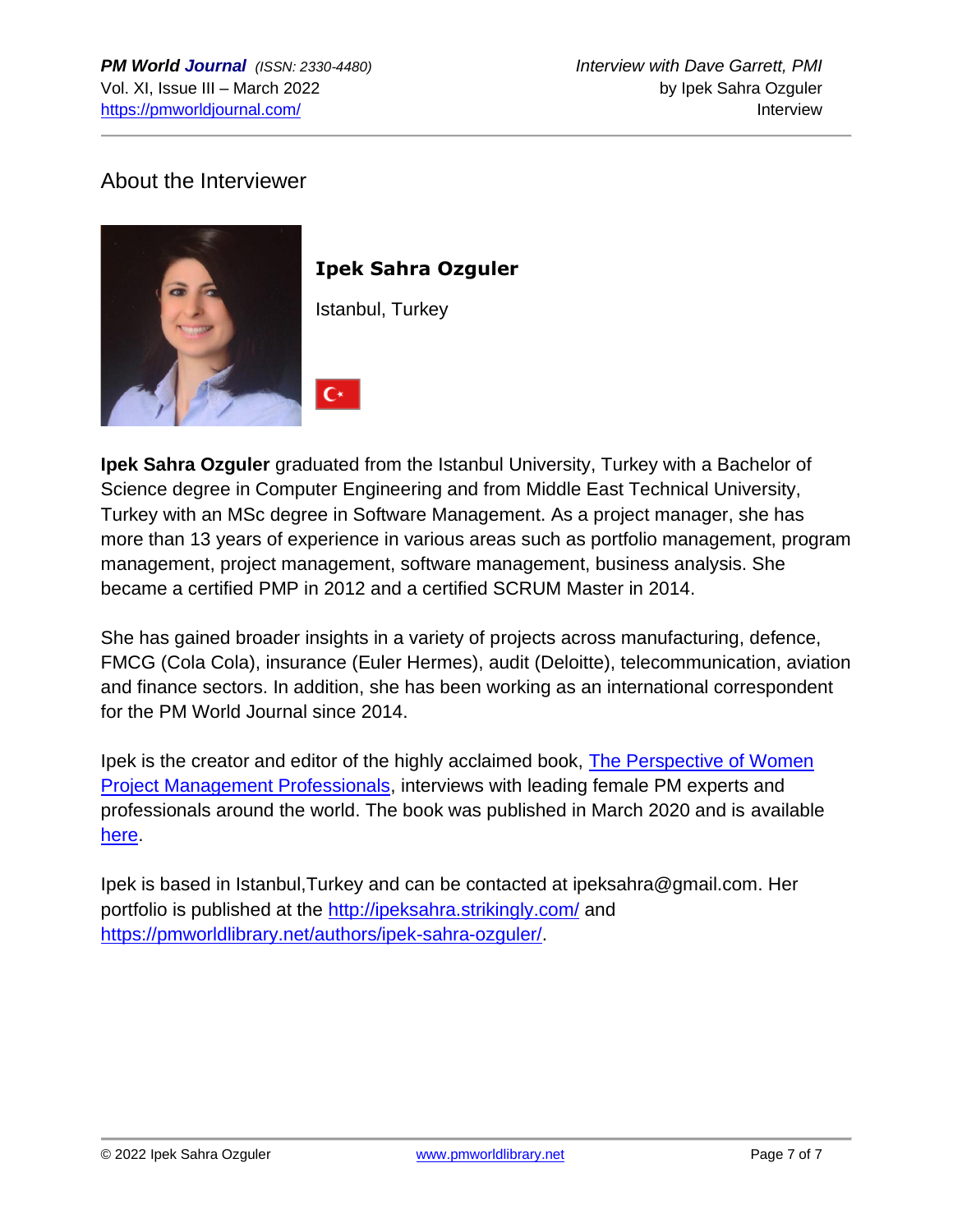## About the Interviewer

**Ipek Sahra Ozguler**

Istanbul, Turkey

**Ipek Sahra Ozguler** graduated from the Istanbul University, Turkey with a Bachelor of Science degree in Computer Engineering and from Middle East Technical University, Turkey with an MSc degree in Software Management. As a project manager, she has more than 13 years of experience in various areas such as portfolio management, program management, project management, software management, business analysis. She became a certified PMP in 2012 and a certified SCRUM Master in 2014.

She has gained broader insights in a variety of projects across manufacturing, defence, FMCG (Cola Cola), insurance (Euler Hermes), audit (Deloitte), telecommunication, aviation and finance sectors. In addition, she has been working as an international correspondent for the PM World Journal since 2014.

Ipek is the creator and editor of the highly acclaimed book, [The Perspective of Women Project Management Professionals](), interviews with leading female PM experts and professionals around the world. The book was published in March 2020 and is available [here]().

Ipek is based in Istanbul,Turkey and can be contacted at ipeksahra@gmail.com. Her portfolio is published at the [http://ipeksahra.strikingly.com/](http://ipeksahra.strikingly.com/) and [https://pmworldlibrary.net/authors/ipek-sahra-ozguler/](https://pmworldlibrary.net/authors/ipek-sahra-ozguler/).